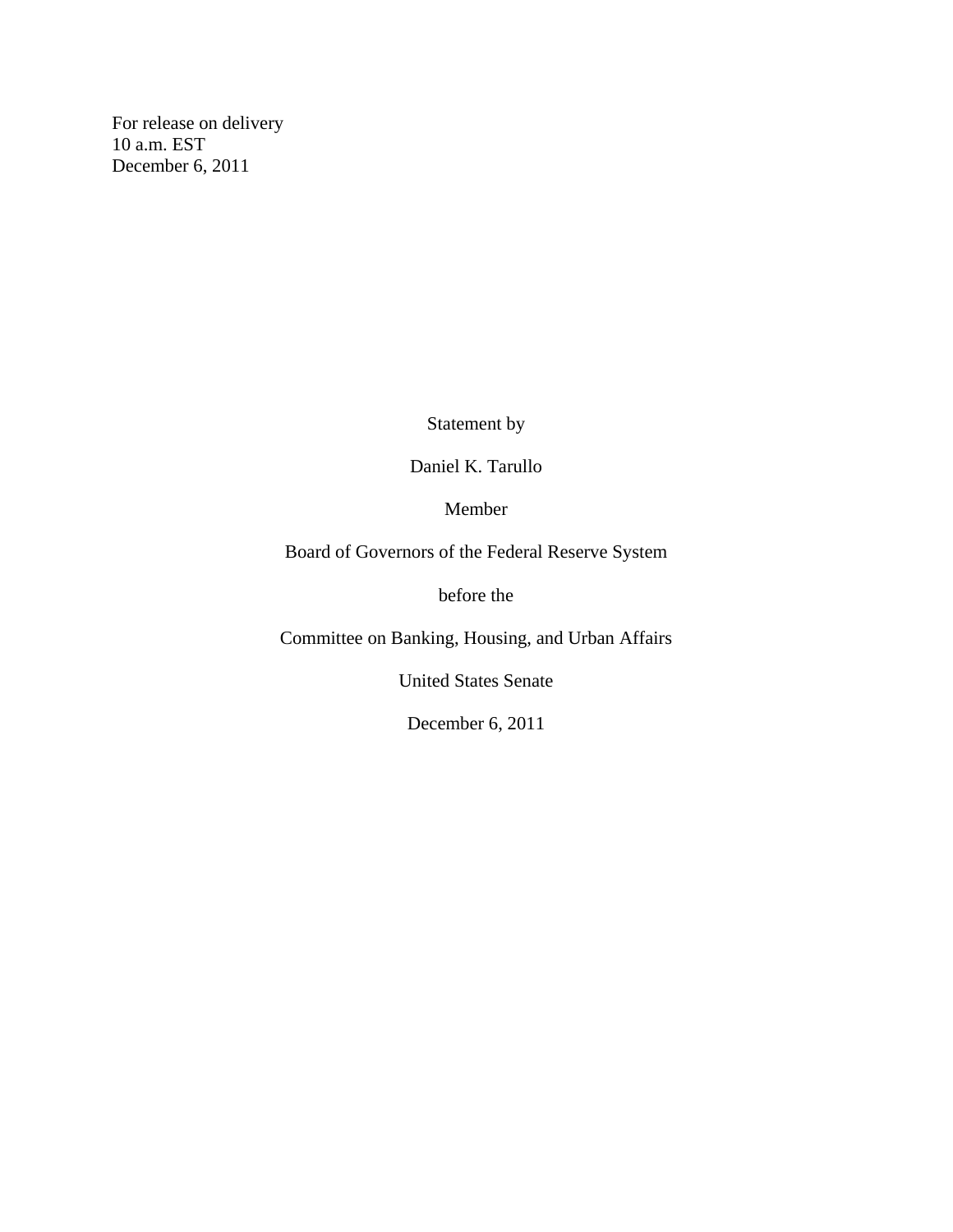For release on delivery
10 a.m. EST
December 6, 2011

Statement by

Daniel K. Tarullo

Member

Board of Governors of the Federal Reserve System

before the

Committee on Banking, Housing, and Urban Affairs

United States Senate

December 6, 2011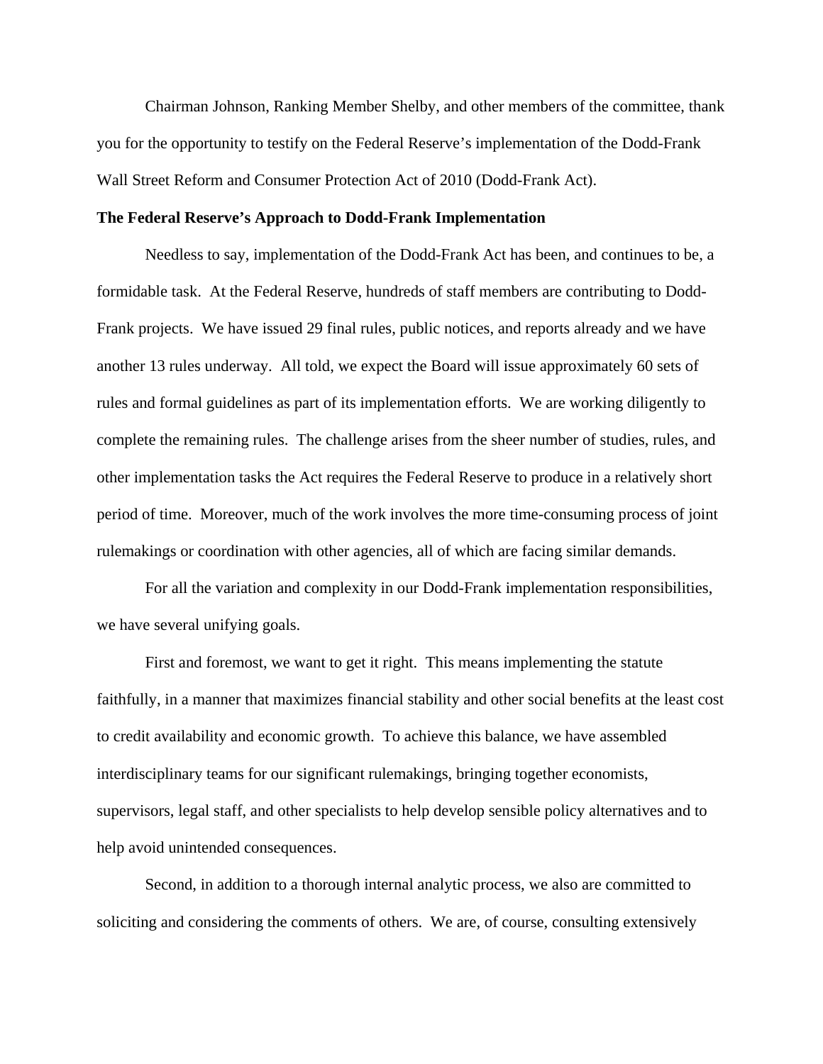Chairman Johnson, Ranking Member Shelby, and other members of the committee, thank you for the opportunity to testify on the Federal Reserve's implementation of the Dodd-Frank Wall Street Reform and Consumer Protection Act of 2010 (Dodd-Frank Act).

**The Federal Reserve's Approach to Dodd-Frank Implementation**

Needless to say, implementation of the Dodd-Frank Act has been, and continues to be, a formidable task. At the Federal Reserve, hundreds of staff members are contributing to Dodd-Frank projects. We have issued 29 final rules, public notices, and reports already and we have another 13 rules underway. All told, we expect the Board will issue approximately 60 sets of rules and formal guidelines as part of its implementation efforts. We are working diligently to complete the remaining rules. The challenge arises from the sheer number of studies, rules, and other implementation tasks the Act requires the Federal Reserve to produce in a relatively short period of time. Moreover, much of the work involves the more time-consuming process of joint rulemakings or coordination with other agencies, all of which are facing similar demands.

For all the variation and complexity in our Dodd-Frank implementation responsibilities, we have several unifying goals.

First and foremost, we want to get it right. This means implementing the statute faithfully, in a manner that maximizes financial stability and other social benefits at the least cost to credit availability and economic growth. To achieve this balance, we have assembled interdisciplinary teams for our significant rulemakings, bringing together economists, supervisors, legal staff, and other specialists to help develop sensible policy alternatives and to help avoid unintended consequences.

Second, in addition to a thorough internal analytic process, we also are committed to soliciting and considering the comments of others. We are, of course, consulting extensively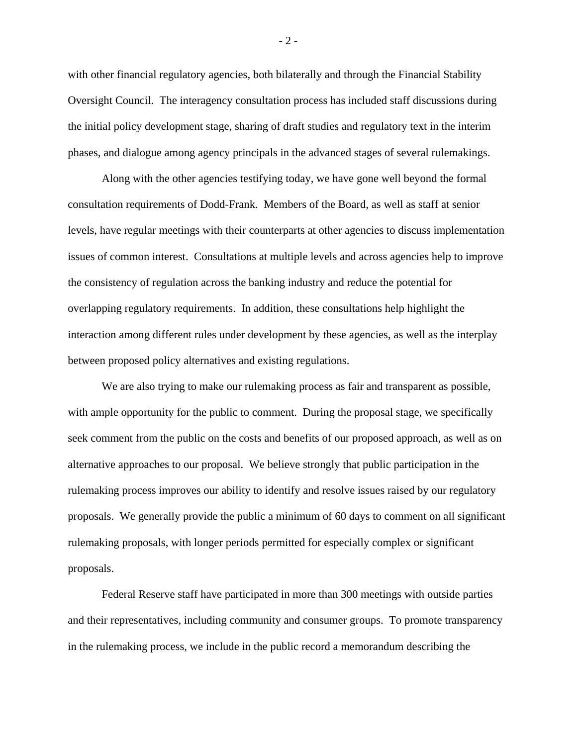with other financial regulatory agencies, both bilaterally and through the Financial Stability Oversight Council. The interagency consultation process has included staff discussions during the initial policy development stage, sharing of draft studies and regulatory text in the interim phases, and dialogue among agency principals in the advanced stages of several rulemakings.

Along with the other agencies testifying today, we have gone well beyond the formal consultation requirements of Dodd-Frank. Members of the Board, as well as staff at senior levels, have regular meetings with their counterparts at other agencies to discuss implementation issues of common interest. Consultations at multiple levels and across agencies help to improve the consistency of regulation across the banking industry and reduce the potential for overlapping regulatory requirements. In addition, these consultations help highlight the interaction among different rules under development by these agencies, as well as the interplay between proposed policy alternatives and existing regulations.

We are also trying to make our rulemaking process as fair and transparent as possible, with ample opportunity for the public to comment. During the proposal stage, we specifically seek comment from the public on the costs and benefits of our proposed approach, as well as on alternative approaches to our proposal. We believe strongly that public participation in the rulemaking process improves our ability to identify and resolve issues raised by our regulatory proposals. We generally provide the public a minimum of 60 days to comment on all significant rulemaking proposals, with longer periods permitted for especially complex or significant proposals.

Federal Reserve staff have participated in more than 300 meetings with outside parties and their representatives, including community and consumer groups. To promote transparency in the rulemaking process, we include in the public record a memorandum describing the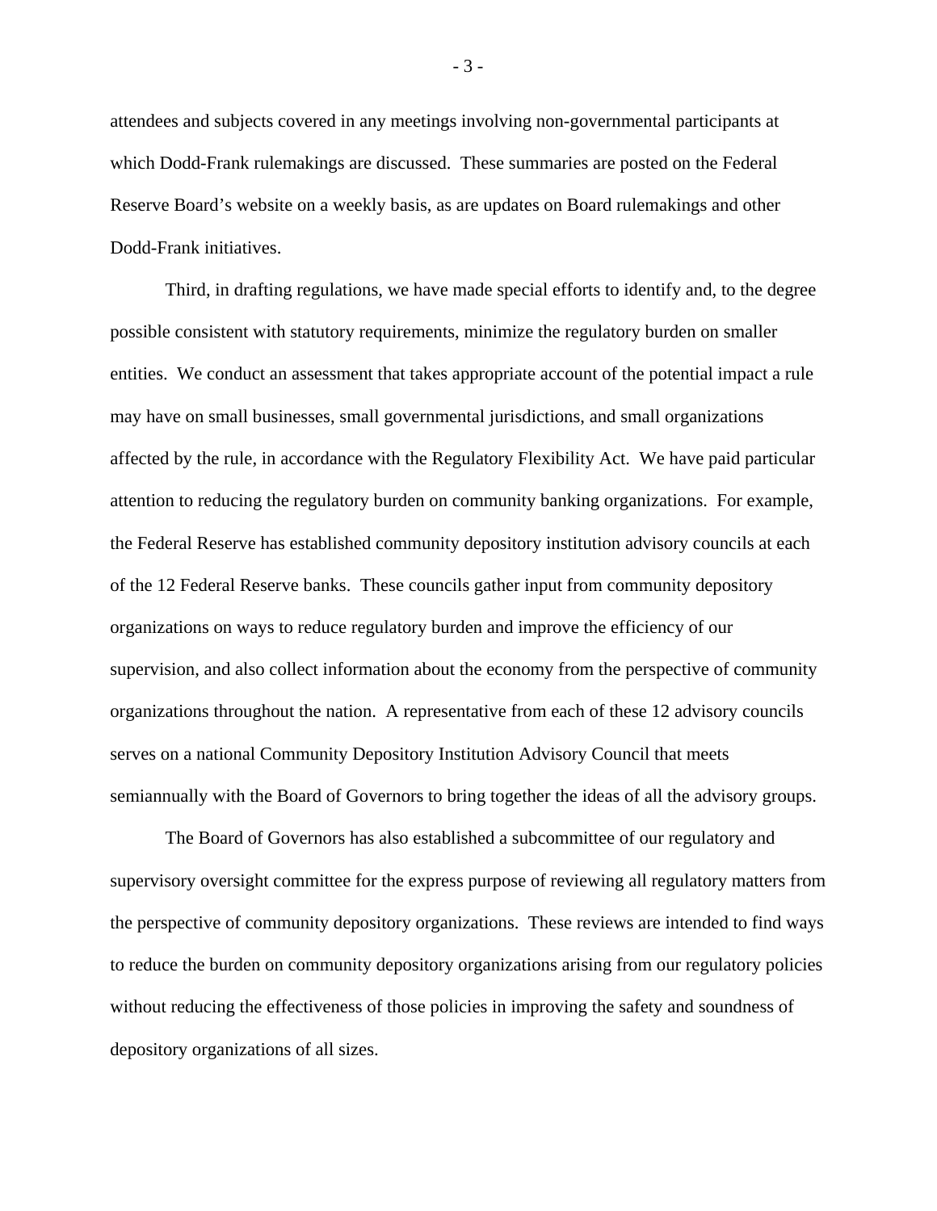attendees and subjects covered in any meetings involving non-governmental participants at which Dodd-Frank rulemakings are discussed. These summaries are posted on the Federal Reserve Board's website on a weekly basis, as are updates on Board rulemakings and other Dodd-Frank initiatives.

Third, in drafting regulations, we have made special efforts to identify and, to the degree possible consistent with statutory requirements, minimize the regulatory burden on smaller entities. We conduct an assessment that takes appropriate account of the potential impact a rule may have on small businesses, small governmental jurisdictions, and small organizations affected by the rule, in accordance with the Regulatory Flexibility Act. We have paid particular attention to reducing the regulatory burden on community banking organizations. For example, the Federal Reserve has established community depository institution advisory councils at each of the 12 Federal Reserve banks. These councils gather input from community depository organizations on ways to reduce regulatory burden and improve the efficiency of our supervision, and also collect information about the economy from the perspective of community organizations throughout the nation. A representative from each of these 12 advisory councils serves on a national Community Depository Institution Advisory Council that meets semiannually with the Board of Governors to bring together the ideas of all the advisory groups.

The Board of Governors has also established a subcommittee of our regulatory and supervisory oversight committee for the express purpose of reviewing all regulatory matters from the perspective of community depository organizations. These reviews are intended to find ways to reduce the burden on community depository organizations arising from our regulatory policies without reducing the effectiveness of those policies in improving the safety and soundness of depository organizations of all sizes.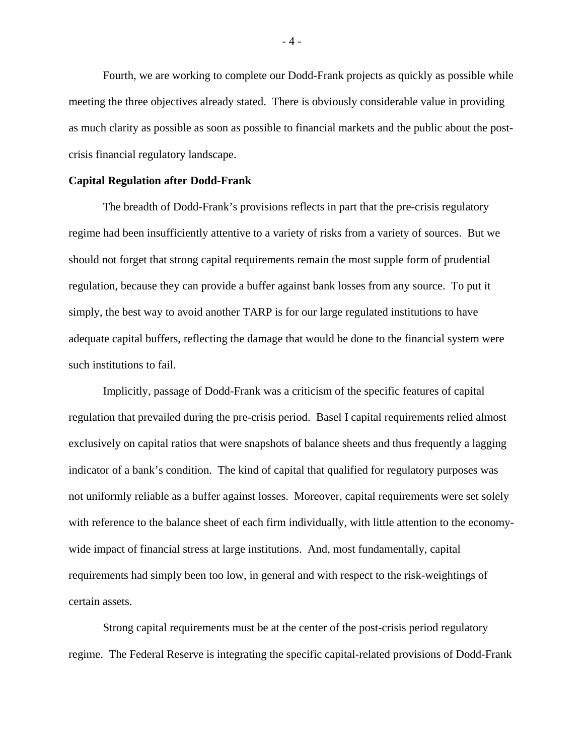Fourth, we are working to complete our Dodd-Frank projects as quickly as possible while meeting the three objectives already stated. There is obviously considerable value in providing as much clarity as possible as soon as possible to financial markets and the public about the post-crisis financial regulatory landscape.

**Capital Regulation after Dodd-Frank**

The breadth of Dodd-Frank's provisions reflects in part that the pre-crisis regulatory regime had been insufficiently attentive to a variety of risks from a variety of sources. But we should not forget that strong capital requirements remain the most supple form of prudential regulation, because they can provide a buffer against bank losses from any source. To put it simply, the best way to avoid another TARP is for our large regulated institutions to have adequate capital buffers, reflecting the damage that would be done to the financial system were such institutions to fail.

Implicitly, passage of Dodd-Frank was a criticism of the specific features of capital regulation that prevailed during the pre-crisis period. Basel I capital requirements relied almost exclusively on capital ratios that were snapshots of balance sheets and thus frequently a lagging indicator of a bank's condition. The kind of capital that qualified for regulatory purposes was not uniformly reliable as a buffer against losses. Moreover, capital requirements were set solely with reference to the balance sheet of each firm individually, with little attention to the economy-wide impact of financial stress at large institutions. And, most fundamentally, capital requirements had simply been too low, in general and with respect to the risk-weightings of certain assets.

Strong capital requirements must be at the center of the post-crisis period regulatory regime. The Federal Reserve is integrating the specific capital-related provisions of Dodd-Frank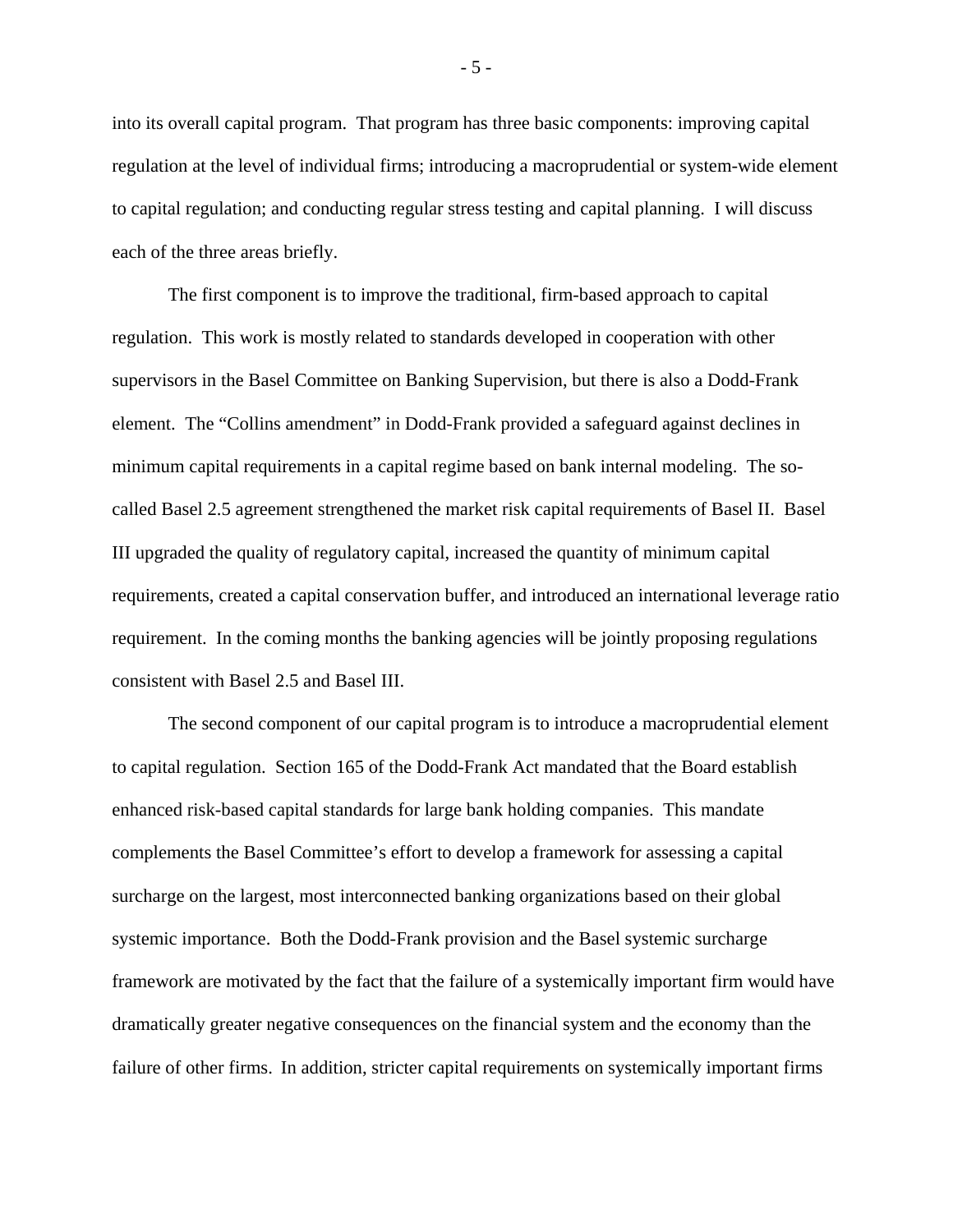into its overall capital program. That program has three basic components: improving capital regulation at the level of individual firms; introducing a macroprudential or system-wide element to capital regulation; and conducting regular stress testing and capital planning. I will discuss each of the three areas briefly.

The first component is to improve the traditional, firm-based approach to capital regulation. This work is mostly related to standards developed in cooperation with other supervisors in the Basel Committee on Banking Supervision, but there is also a Dodd-Frank element. The "Collins amendment" in Dodd-Frank provided a safeguard against declines in minimum capital requirements in a capital regime based on bank internal modeling. The so-called Basel 2.5 agreement strengthened the market risk capital requirements of Basel II. Basel III upgraded the quality of regulatory capital, increased the quantity of minimum capital requirements, created a capital conservation buffer, and introduced an international leverage ratio requirement. In the coming months the banking agencies will be jointly proposing regulations consistent with Basel 2.5 and Basel III.

The second component of our capital program is to introduce a macroprudential element to capital regulation. Section 165 of the Dodd-Frank Act mandated that the Board establish enhanced risk-based capital standards for large bank holding companies. This mandate complements the Basel Committee's effort to develop a framework for assessing a capital surcharge on the largest, most interconnected banking organizations based on their global systemic importance. Both the Dodd-Frank provision and the Basel systemic surcharge framework are motivated by the fact that the failure of a systemically important firm would have dramatically greater negative consequences on the financial system and the economy than the failure of other firms. In addition, stricter capital requirements on systemically important firms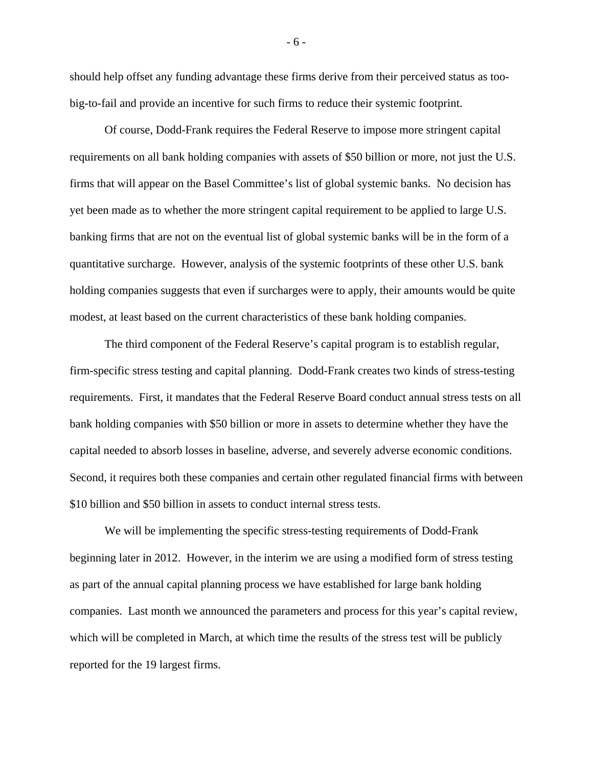should help offset any funding advantage these firms derive from their perceived status as too-big-to-fail and provide an incentive for such firms to reduce their systemic footprint.

Of course, Dodd-Frank requires the Federal Reserve to impose more stringent capital requirements on all bank holding companies with assets of $50 billion or more, not just the U.S. firms that will appear on the Basel Committee's list of global systemic banks. No decision has yet been made as to whether the more stringent capital requirement to be applied to large U.S. banking firms that are not on the eventual list of global systemic banks will be in the form of a quantitative surcharge. However, analysis of the systemic footprints of these other U.S. bank holding companies suggests that even if surcharges were to apply, their amounts would be quite modest, at least based on the current characteristics of these bank holding companies.

The third component of the Federal Reserve's capital program is to establish regular, firm-specific stress testing and capital planning. Dodd-Frank creates two kinds of stress-testing requirements. First, it mandates that the Federal Reserve Board conduct annual stress tests on all bank holding companies with $50 billion or more in assets to determine whether they have the capital needed to absorb losses in baseline, adverse, and severely adverse economic conditions. Second, it requires both these companies and certain other regulated financial firms with between $10 billion and $50 billion in assets to conduct internal stress tests.

We will be implementing the specific stress-testing requirements of Dodd-Frank beginning later in 2012. However, in the interim we are using a modified form of stress testing as part of the annual capital planning process we have established for large bank holding companies. Last month we announced the parameters and process for this year's capital review, which will be completed in March, at which time the results of the stress test will be publicly reported for the 19 largest firms.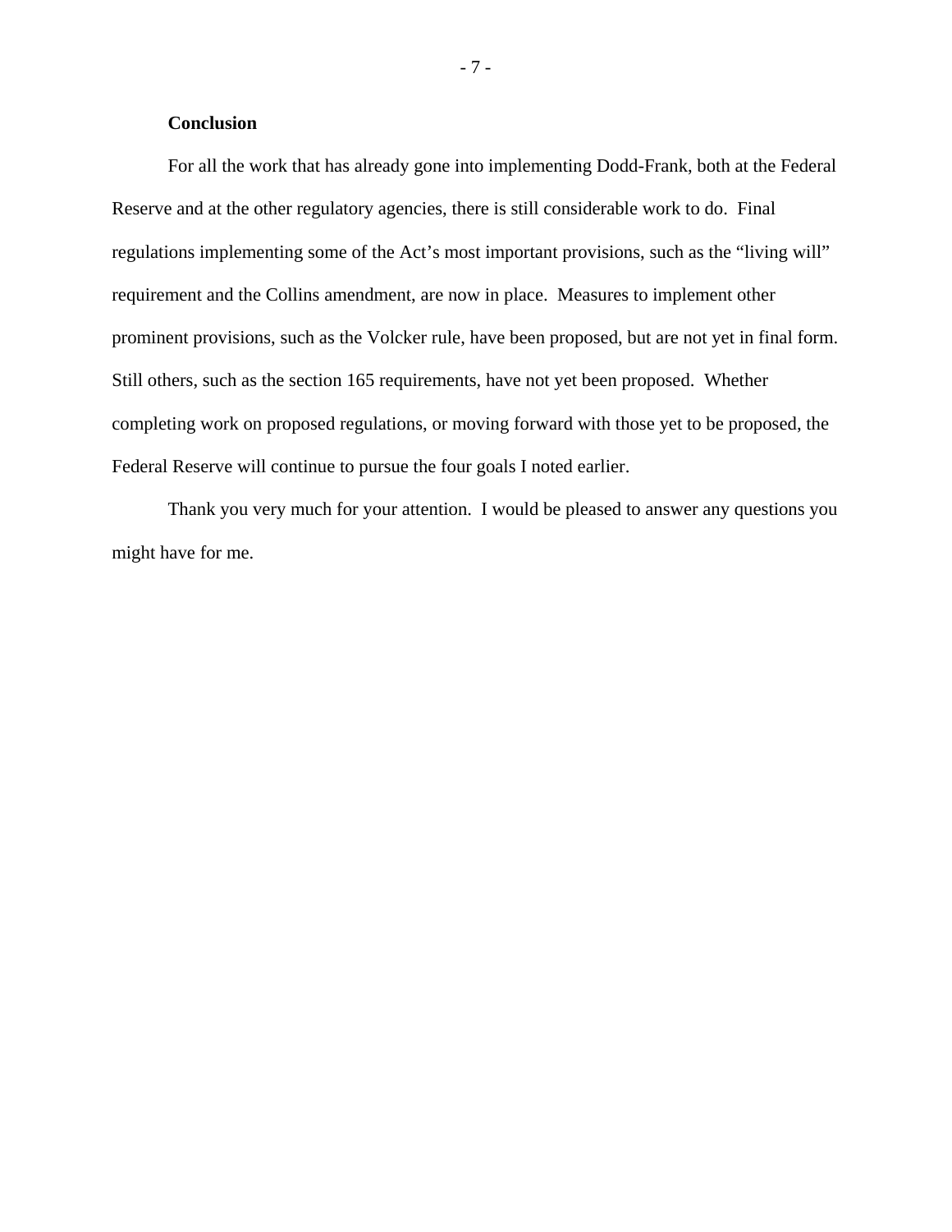**Conclusion**

For all the work that has already gone into implementing Dodd-Frank, both at the Federal Reserve and at the other regulatory agencies, there is still considerable work to do. Final regulations implementing some of the Act's most important provisions, such as the "living will" requirement and the Collins amendment, are now in place. Measures to implement other prominent provisions, such as the Volcker rule, have been proposed, but are not yet in final form. Still others, such as the section 165 requirements, have not yet been proposed. Whether completing work on proposed regulations, or moving forward with those yet to be proposed, the Federal Reserve will continue to pursue the four goals I noted earlier.

Thank you very much for your attention. I would be pleased to answer any questions you might have for me.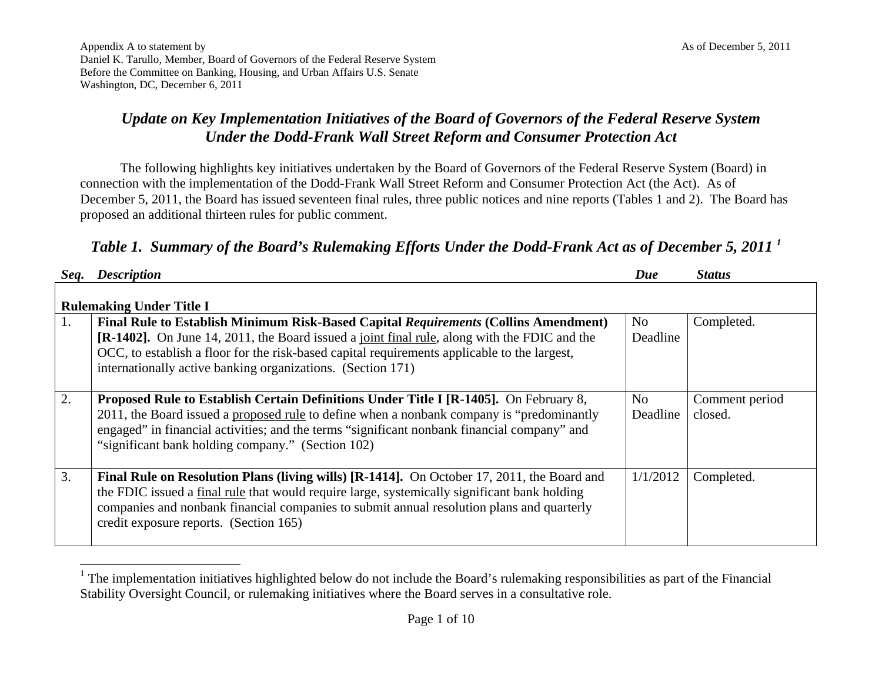Appendix A to statement by
Daniel K. Tarullo, Member, Board of Governors of the Federal Reserve System
Before the Committee on Banking, Housing, and Urban Affairs U.S. Senate
Washington, DC, December 6, 2011

As of December 5, 2011

# *Update on Key Implementation Initiatives of the Board of Governors of the Federal Reserve System Under the Dodd-Frank Wall Street Reform and Consumer Protection Act*

The following highlights key initiatives undertaken by the Board of Governors of the Federal Reserve System (Board) in connection with the implementation of the Dodd-Frank Wall Street Reform and Consumer Protection Act (the Act). As of December 5, 2011, the Board has issued seventeen final rules, three public notices and nine reports (Tables 1 and 2). The Board has proposed an additional thirteen rules for public comment.

## *Table 1. Summary of the Board's Rulemaking Efforts Under the Dodd-Frank Act as of December 5, 2011* [1]

| ***Seq.*** | ***Description*** | ***Due*** | ***Status*** |
|---|---|---|---|
| **Rulemaking Under Title I** | | | |
| 1. | **Final Rule to Establish Minimum Risk-Based Capital *Requirements* (Collins Amendment) [R-1402].** On June 14, 2011, the Board issued a joint final rule, along with the FDIC and the OCC, to establish a floor for the risk-based capital requirements applicable to the largest, internationally active banking organizations. (Section 171) | No Deadline | Completed. |
| 2. | **Proposed Rule to Establish Certain Definitions Under Title I [R-1405].** On February 8, 2011, the Board issued a proposed rule to define when a nonbank company is "predominantly engaged" in financial activities; and the terms "significant nonbank financial company" and "significant bank holding company." (Section 102) | No Deadline | Comment period closed. |
| 3. | **Final Rule on Resolution Plans (living wills) [R-1414].** On October 17, 2011, the Board and the FDIC issued a final rule that would require large, systemically significant bank holding companies and nonbank financial companies to submit annual resolution plans and quarterly credit exposure reports. (Section 165) | 1/1/2012 | Completed. |

[1] The implementation initiatives highlighted below do not include the Board's rulemaking responsibilities as part of the Financial Stability Oversight Council, or rulemaking initiatives where the Board serves in a consultative role.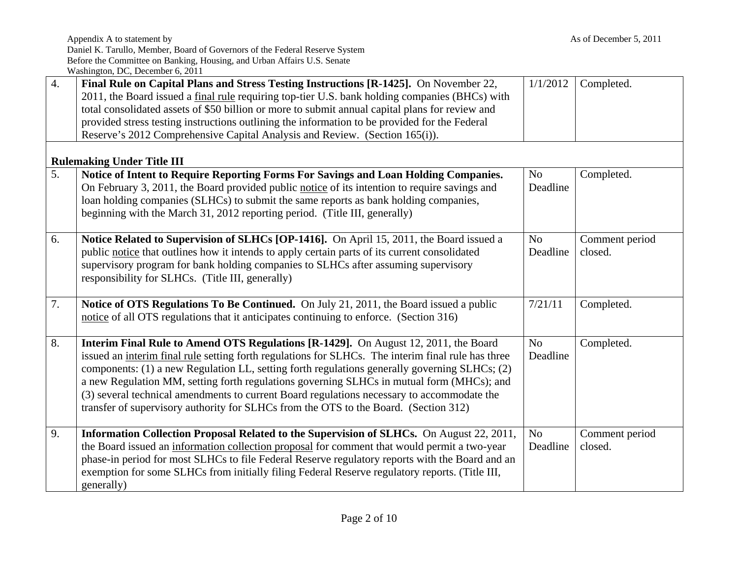| | | | |
|---|---|---|---|
| 4. | **Final Rule on Capital Plans and Stress Testing Instructions [R-1425].** On November 22, 2011, the Board issued a final rule requiring top-tier U.S. bank holding companies (BHCs) with total consolidated assets of $50 billion or more to submit annual capital plans for review and provided stress testing instructions outlining the information to be provided for the Federal Reserve's 2012 Comprehensive Capital Analysis and Review. (Section 165(i)). | 1/1/2012 | Completed. |
| | **Rulemaking Under Title III** | | |
| 5. | **Notice of Intent to Require Reporting Forms For Savings and Loan Holding Companies.** On February 3, 2011, the Board provided public notice of its intention to require savings and loan holding companies (SLHCs) to submit the same reports as bank holding companies, beginning with the March 31, 2012 reporting period. (Title III, generally) | No Deadline | Completed. |
| 6. | **Notice Related to Supervision of SLHCs [OP-1416].** On April 15, 2011, the Board issued a public notice that outlines how it intends to apply certain parts of its current consolidated supervisory program for bank holding companies to SLHCs after assuming supervisory responsibility for SLHCs. (Title III, generally) | No Deadline | Comment period closed. |
| 7. | **Notice of OTS Regulations To Be Continued.** On July 21, 2011, the Board issued a public notice of all OTS regulations that it anticipates continuing to enforce. (Section 316) | 7/21/11 | Completed. |
| 8. | **Interim Final Rule to Amend OTS Regulations [R-1429].** On August 12, 2011, the Board issued an interim final rule setting forth regulations for SLHCs. The interim final rule has three components: (1) a new Regulation LL, setting forth regulations generally governing SLHCs; (2) a new Regulation MM, setting forth regulations governing SLHCs in mutual form (MHCs); and (3) several technical amendments to current Board regulations necessary to accommodate the transfer of supervisory authority for SLHCs from the OTS to the Board. (Section 312) | No Deadline | Completed. |
| 9. | **Information Collection Proposal Related to the Supervision of SLHCs.** On August 22, 2011, the Board issued an information collection proposal for comment that would permit a two-year phase-in period for most SLHCs to file Federal Reserve regulatory reports with the Board and an exemption for some SLHCs from initially filing Federal Reserve regulatory reports. (Title III, generally) | No Deadline | Comment period closed. |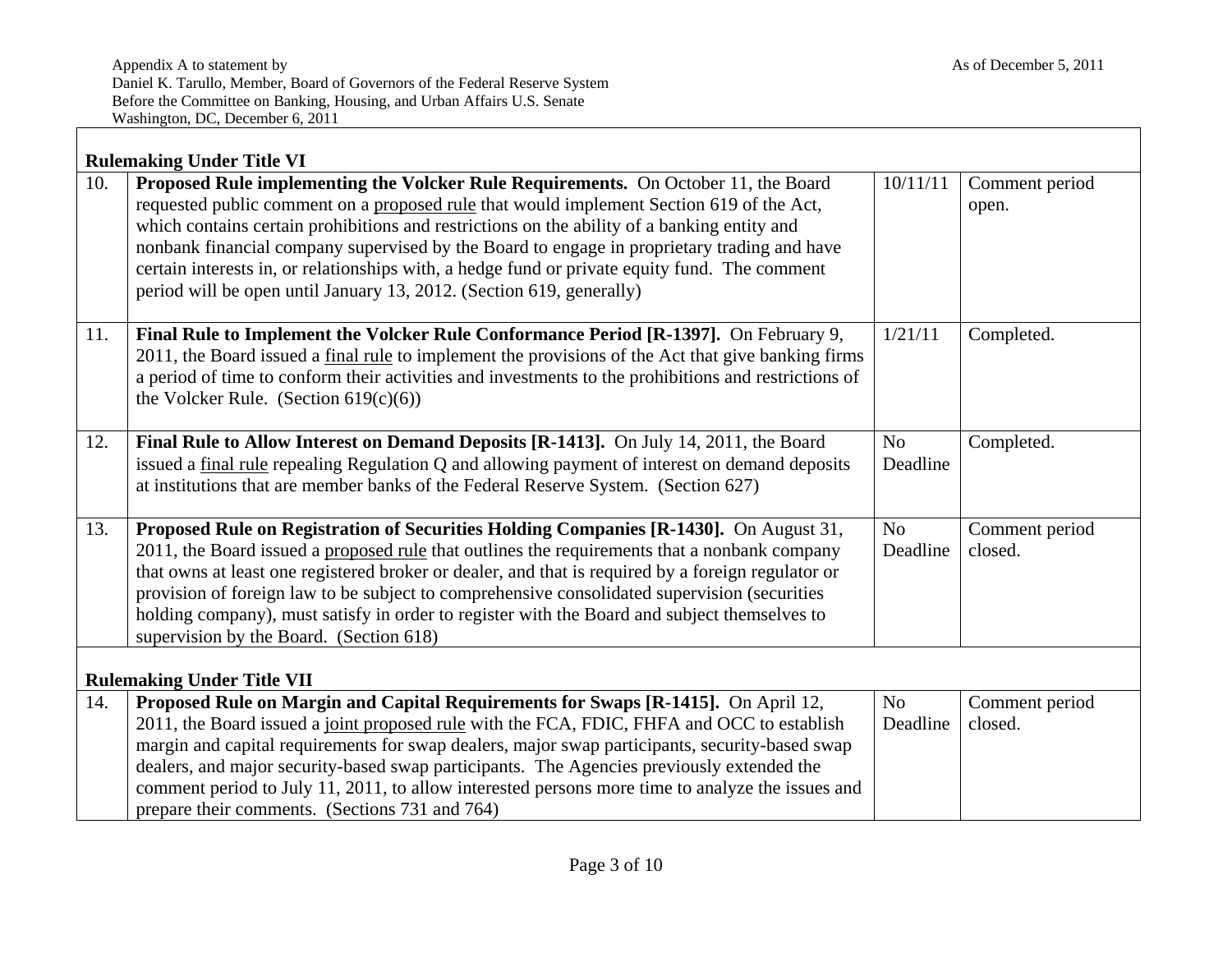Appendix A to statement by
Daniel K. Tarullo, Member, Board of Governors of the Federal Reserve System
Before the Committee on Banking, Housing, and Urban Affairs U.S. Senate
Washington, DC, December 6, 2011

As of December 5, 2011

| | **Rulemaking Under Title VI** | | |
|---|---|---|---|
| 10. | **Proposed Rule implementing the Volcker Rule Requirements.** On October 11, the Board requested public comment on a proposed rule that would implement Section 619 of the Act, which contains certain prohibitions and restrictions on the ability of a banking entity and nonbank financial company supervised by the Board to engage in proprietary trading and have certain interests in, or relationships with, a hedge fund or private equity fund. The comment period will be open until January 13, 2012. (Section 619, generally) | 10/11/11 | Comment period open. |
| 11. | **Final Rule to Implement the Volcker Rule Conformance Period [R-1397].** On February 9, 2011, the Board issued a final rule to implement the provisions of the Act that give banking firms a period of time to conform their activities and investments to the prohibitions and restrictions of the Volcker Rule. (Section 619(c)(6)) | 1/21/11 | Completed. |
| 12. | **Final Rule to Allow Interest on Demand Deposits [R-1413].** On July 14, 2011, the Board issued a final rule repealing Regulation Q and allowing payment of interest on demand deposits at institutions that are member banks of the Federal Reserve System. (Section 627) | No Deadline | Completed. |
| 13. | **Proposed Rule on Registration of Securities Holding Companies [R-1430].** On August 31, 2011, the Board issued a proposed rule that outlines the requirements that a nonbank company that owns at least one registered broker or dealer, and that is required by a foreign regulator or provision of foreign law to be subject to comprehensive consolidated supervision (securities holding company), must satisfy in order to register with the Board and subject themselves to supervision by the Board. (Section 618) | No Deadline | Comment period closed. |
| | **Rulemaking Under Title VII** | | |
| 14. | **Proposed Rule on Margin and Capital Requirements for Swaps [R-1415].** On April 12, 2011, the Board issued a joint proposed rule with the FCA, FDIC, FHFA and OCC to establish margin and capital requirements for swap dealers, major swap participants, security-based swap dealers, and major security-based swap participants. The Agencies previously extended the comment period to July 11, 2011, to allow interested persons more time to analyze the issues and prepare their comments. (Sections 731 and 764) | No Deadline | Comment period closed. |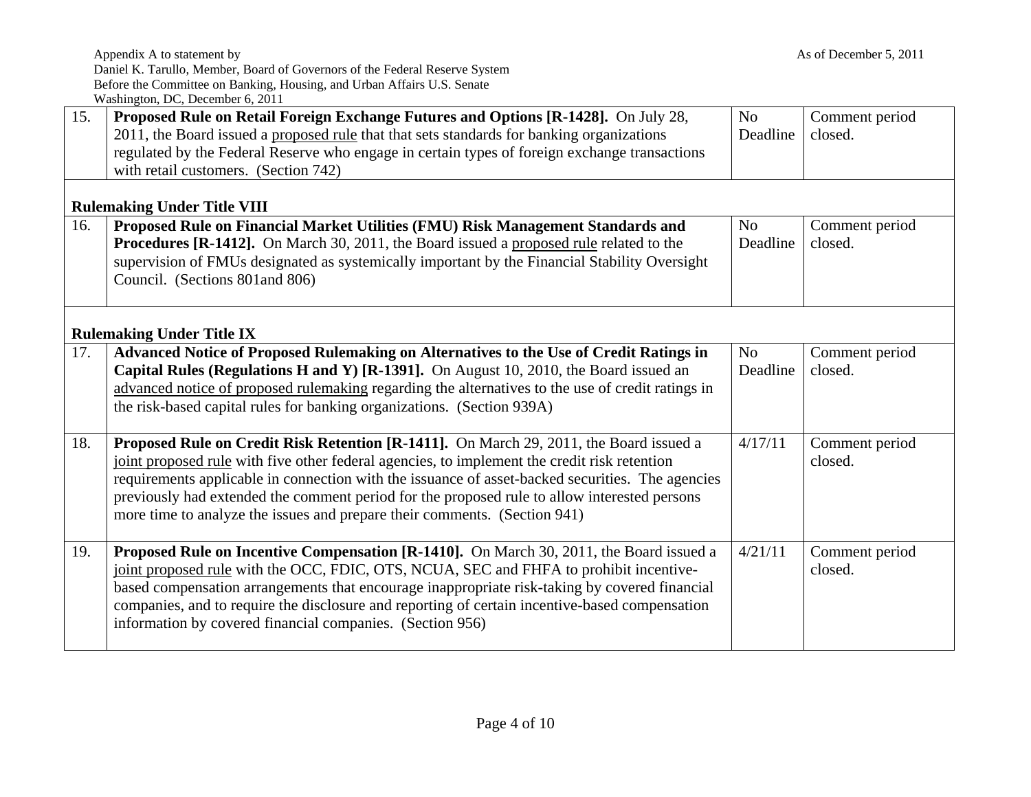| | | | |
|---|---|---|---|
| 15. | **Proposed Rule on Retail Foreign Exchange Futures and Options [R-1428].** On July 28, 2011, the Board issued a proposed rule that that sets standards for banking organizations regulated by the Federal Reserve who engage in certain types of foreign exchange transactions with retail customers. (Section 742) | No Deadline | Comment period closed. |
| **Rulemaking Under Title VIII** | | | |
| 16. | **Proposed Rule on Financial Market Utilities (FMU) Risk Management Standards and Procedures [R-1412].** On March 30, 2011, the Board issued a proposed rule related to the supervision of FMUs designated as systemically important by the Financial Stability Oversight Council. (Sections 801and 806) | No Deadline | Comment period closed. |
| **Rulemaking Under Title IX** | | | |
| 17. | **Advanced Notice of Proposed Rulemaking on Alternatives to the Use of Credit Ratings in Capital Rules (Regulations H and Y) [R-1391].** On August 10, 2010, the Board issued an advanced notice of proposed rulemaking regarding the alternatives to the use of credit ratings in the risk-based capital rules for banking organizations. (Section 939A) | No Deadline | Comment period closed. |
| 18. | **Proposed Rule on Credit Risk Retention [R-1411].** On March 29, 2011, the Board issued a joint proposed rule with five other federal agencies, to implement the credit risk retention requirements applicable in connection with the issuance of asset-backed securities. The agencies previously had extended the comment period for the proposed rule to allow interested persons more time to analyze the issues and prepare their comments. (Section 941) | 4/17/11 | Comment period closed. |
| 19. | **Proposed Rule on Incentive Compensation [R-1410].** On March 30, 2011, the Board issued a joint proposed rule with the OCC, FDIC, OTS, NCUA, SEC and FHFA to prohibit incentive-based compensation arrangements that encourage inappropriate risk-taking by covered financial companies, and to require the disclosure and reporting of certain incentive-based compensation information by covered financial companies. (Section 956) | 4/21/11 | Comment period closed. |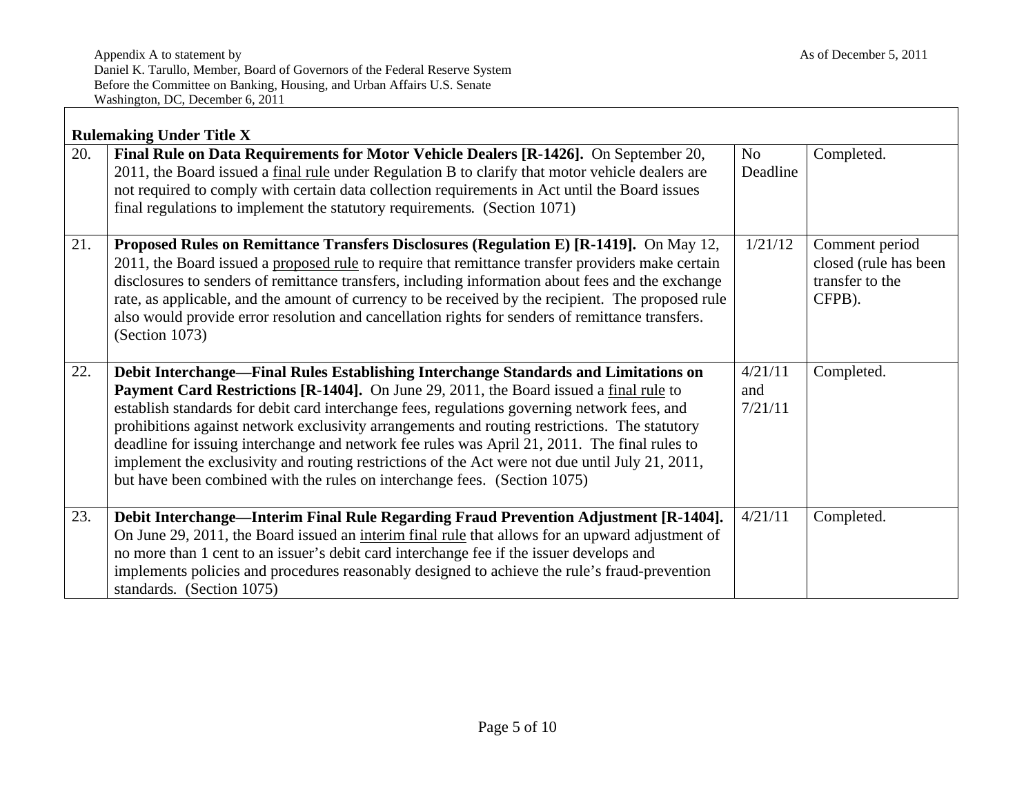Appendix A to statement by
Daniel K. Tarullo, Member, Board of Governors of the Federal Reserve System
Before the Committee on Banking, Housing, and Urban Affairs U.S. Senate
Washington, DC, December 6, 2011

As of December 5, 2011

| Rulemaking Under Title X | | | |
|---|---|---|---|
| 20. | **Final Rule on Data Requirements for Motor Vehicle Dealers [R-1426].** On September 20, 2011, the Board issued a final rule under Regulation B to clarify that motor vehicle dealers are not required to comply with certain data collection requirements in Act until the Board issues final regulations to implement the statutory requirements. (Section 1071) | No Deadline | Completed. |
| 21. | **Proposed Rules on Remittance Transfers Disclosures (Regulation E) [R-1419].** On May 12, 2011, the Board issued a proposed rule to require that remittance transfer providers make certain disclosures to senders of remittance transfers, including information about fees and the exchange rate, as applicable, and the amount of currency to be received by the recipient. The proposed rule also would provide error resolution and cancellation rights for senders of remittance transfers. (Section 1073) | 1/21/12 | Comment period closed (rule has been transfer to the CFPB). |
| 22. | **Debit Interchange—Final Rules Establishing Interchange Standards and Limitations on Payment Card Restrictions [R-1404].** On June 29, 2011, the Board issued a final rule to establish standards for debit card interchange fees, regulations governing network fees, and prohibitions against network exclusivity arrangements and routing restrictions. The statutory deadline for issuing interchange and network fee rules was April 21, 2011. The final rules to implement the exclusivity and routing restrictions of the Act were not due until July 21, 2011, but have been combined with the rules on interchange fees. (Section 1075) | 4/21/11 and 7/21/11 | Completed. |
| 23. | **Debit Interchange—Interim Final Rule Regarding Fraud Prevention Adjustment [R-1404].** On June 29, 2011, the Board issued an interim final rule that allows for an upward adjustment of no more than 1 cent to an issuer's debit card interchange fee if the issuer develops and implements policies and procedures reasonably designed to achieve the rule's fraud-prevention standards. (Section 1075) | 4/21/11 | Completed. |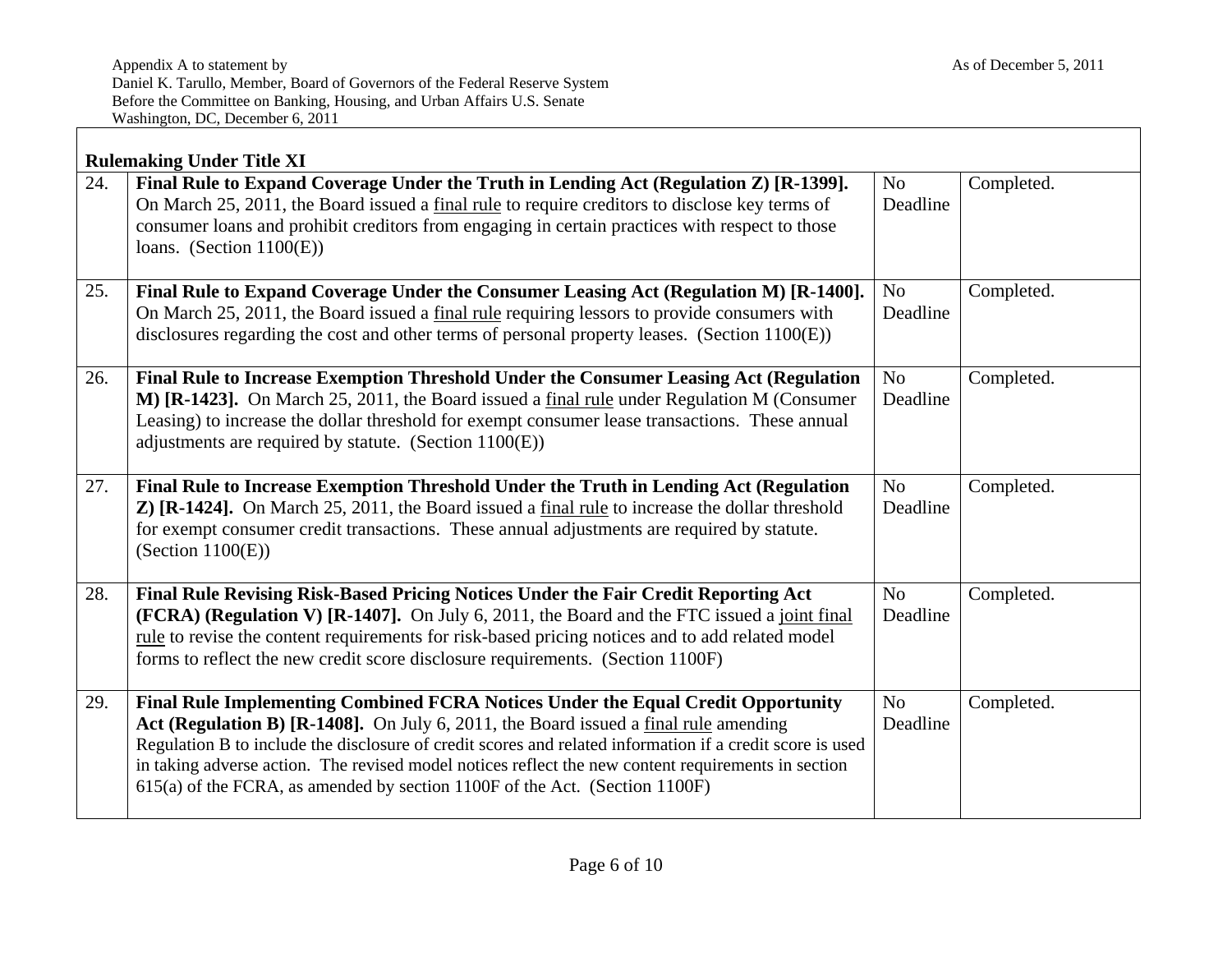| Rulemaking Under Title XI | | | |
|---|---|---|---|
| 24. | **Final Rule to Expand Coverage Under the Truth in Lending Act (Regulation Z) [R-1399].** On March 25, 2011, the Board issued a final rule to require creditors to disclose key terms of consumer loans and prohibit creditors from engaging in certain practices with respect to those loans. (Section 1100(E)) | No Deadline | Completed. |
| 25. | **Final Rule to Expand Coverage Under the Consumer Leasing Act (Regulation M) [R-1400].** On March 25, 2011, the Board issued a final rule requiring lessors to provide consumers with disclosures regarding the cost and other terms of personal property leases. (Section 1100(E)) | No Deadline | Completed. |
| 26. | **Final Rule to Increase Exemption Threshold Under the Consumer Leasing Act (Regulation M) [R-1423].** On March 25, 2011, the Board issued a final rule under Regulation M (Consumer Leasing) to increase the dollar threshold for exempt consumer lease transactions. These annual adjustments are required by statute. (Section 1100(E)) | No Deadline | Completed. |
| 27. | **Final Rule to Increase Exemption Threshold Under the Truth in Lending Act (Regulation Z) [R-1424].** On March 25, 2011, the Board issued a final rule to increase the dollar threshold for exempt consumer credit transactions. These annual adjustments are required by statute. (Section 1100(E)) | No Deadline | Completed. |
| 28. | **Final Rule Revising Risk-Based Pricing Notices Under the Fair Credit Reporting Act (FCRA) (Regulation V) [R-1407].** On July 6, 2011, the Board and the FTC issued a joint final rule to revise the content requirements for risk-based pricing notices and to add related model forms to reflect the new credit score disclosure requirements. (Section 1100F) | No Deadline | Completed. |
| 29. | **Final Rule Implementing Combined FCRA Notices Under the Equal Credit Opportunity Act (Regulation B) [R-1408].** On July 6, 2011, the Board issued a final rule amending Regulation B to include the disclosure of credit scores and related information if a credit score is used in taking adverse action. The revised model notices reflect the new content requirements in section 615(a) of the FCRA, as amended by section 1100F of the Act. (Section 1100F) | No Deadline | Completed. |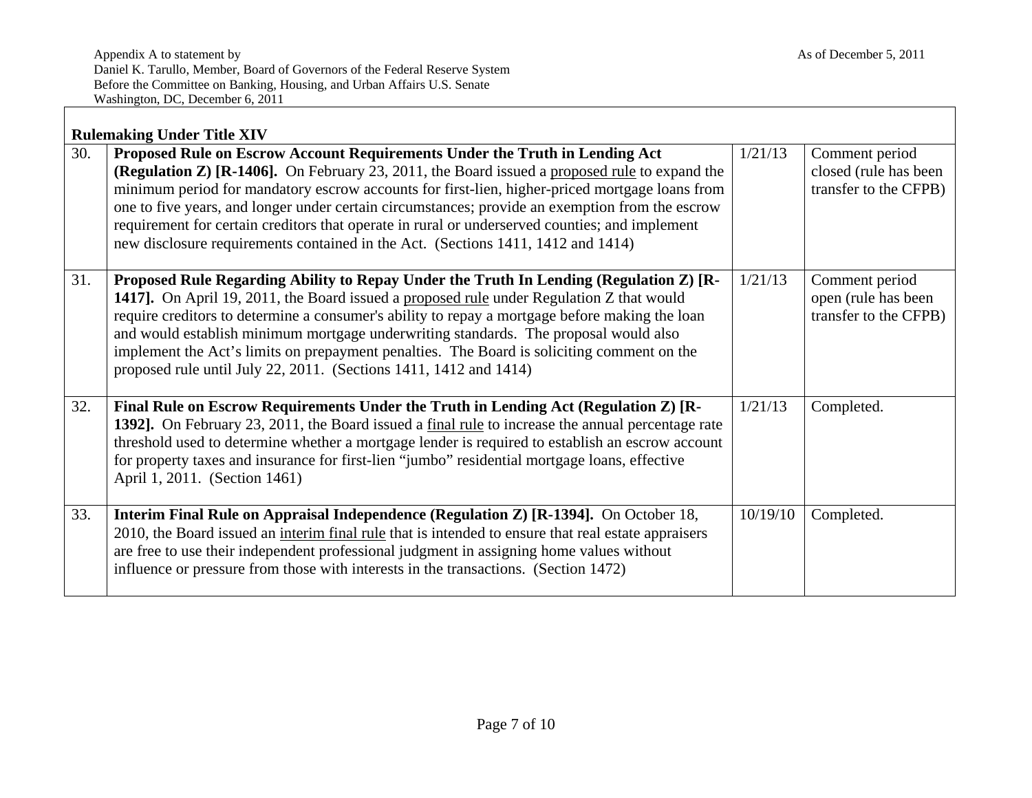Appendix A to statement by
Daniel K. Tarullo, Member, Board of Governors of the Federal Reserve System
Before the Committee on Banking, Housing, and Urban Affairs U.S. Senate
Washington, DC, December 6, 2011

As of December 5, 2011

**Rulemaking Under Title XIV**

| | | | |
|---|---|---|---|
| 30. | **Proposed Rule on Escrow Account Requirements Under the Truth in Lending Act (Regulation Z) [R-1406].** On February 23, 2011, the Board issued a proposed rule to expand the minimum period for mandatory escrow accounts for first-lien, higher-priced mortgage loans from one to five years, and longer under certain circumstances; provide an exemption from the escrow requirement for certain creditors that operate in rural or underserved counties; and implement new disclosure requirements contained in the Act. (Sections 1411, 1412 and 1414) | 1/21/13 | Comment period closed (rule has been transfer to the CFPB) |
| 31. | **Proposed Rule Regarding Ability to Repay Under the Truth In Lending (Regulation Z) [R-1417].** On April 19, 2011, the Board issued a proposed rule under Regulation Z that would require creditors to determine a consumer's ability to repay a mortgage before making the loan and would establish minimum mortgage underwriting standards. The proposal would also implement the Act's limits on prepayment penalties. The Board is soliciting comment on the proposed rule until July 22, 2011. (Sections 1411, 1412 and 1414) | 1/21/13 | Comment period open (rule has been transfer to the CFPB) |
| 32. | **Final Rule on Escrow Requirements Under the Truth in Lending Act (Regulation Z) [R-1392].** On February 23, 2011, the Board issued a final rule to increase the annual percentage rate threshold used to determine whether a mortgage lender is required to establish an escrow account for property taxes and insurance for first-lien "jumbo" residential mortgage loans, effective April 1, 2011. (Section 1461) | 1/21/13 | Completed. |
| 33. | **Interim Final Rule on Appraisal Independence (Regulation Z) [R-1394].** On October 18, 2010, the Board issued an interim final rule that is intended to ensure that real estate appraisers are free to use their independent professional judgment in assigning home values without influence or pressure from those with interests in the transactions. (Section 1472) | 10/19/10 | Completed. |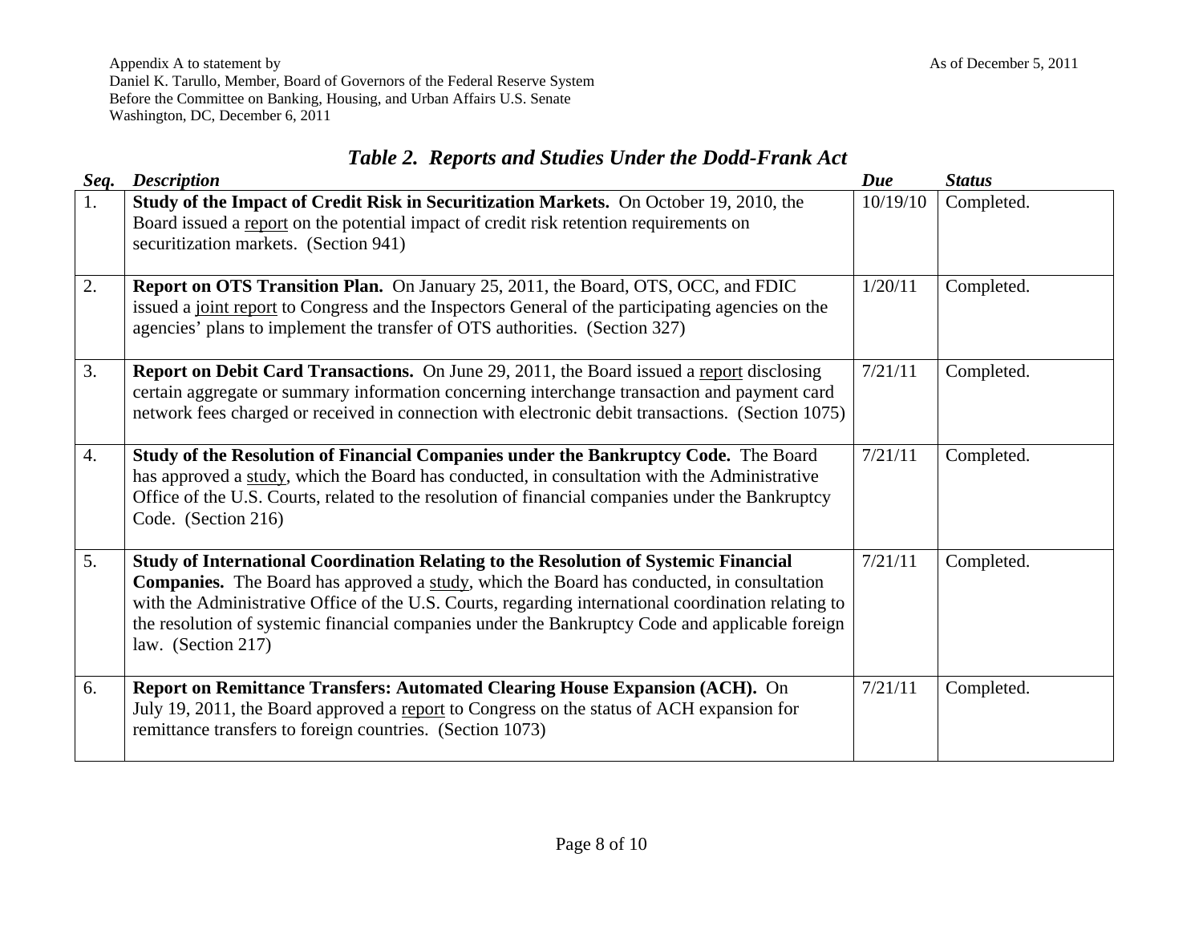Appendix A to statement by
Daniel K. Tarullo, Member, Board of Governors of the Federal Reserve System
Before the Committee on Banking, Housing, and Urban Affairs U.S. Senate
Washington, DC, December 6, 2011

As of December 5, 2011

## *Table 2. Reports and Studies Under the Dodd-Frank Act*

| *Seq.* | *Description* | *Due* | *Status* |
|---|---|---|---|
| 1. | **Study of the Impact of Credit Risk in Securitization Markets.** On October 19, 2010, the Board issued a report on the potential impact of credit risk retention requirements on securitization markets. (Section 941) | 10/19/10 | Completed. |
| 2. | **Report on OTS Transition Plan.** On January 25, 2011, the Board, OTS, OCC, and FDIC issued a joint report to Congress and the Inspectors General of the participating agencies on the agencies' plans to implement the transfer of OTS authorities. (Section 327) | 1/20/11 | Completed. |
| 3. | **Report on Debit Card Transactions.** On June 29, 2011, the Board issued a report disclosing certain aggregate or summary information concerning interchange transaction and payment card network fees charged or received in connection with electronic debit transactions. (Section 1075) | 7/21/11 | Completed. |
| 4. | **Study of the Resolution of Financial Companies under the Bankruptcy Code.** The Board has approved a study, which the Board has conducted, in consultation with the Administrative Office of the U.S. Courts, related to the resolution of financial companies under the Bankruptcy Code. (Section 216) | 7/21/11 | Completed. |
| 5. | **Study of International Coordination Relating to the Resolution of Systemic Financial Companies.** The Board has approved a study, which the Board has conducted, in consultation with the Administrative Office of the U.S. Courts, regarding international coordination relating to the resolution of systemic financial companies under the Bankruptcy Code and applicable foreign law. (Section 217) | 7/21/11 | Completed. |
| 6. | **Report on Remittance Transfers: Automated Clearing House Expansion (ACH).** On July 19, 2011, the Board approved a report to Congress on the status of ACH expansion for remittance transfers to foreign countries. (Section 1073) | 7/21/11 | Completed. |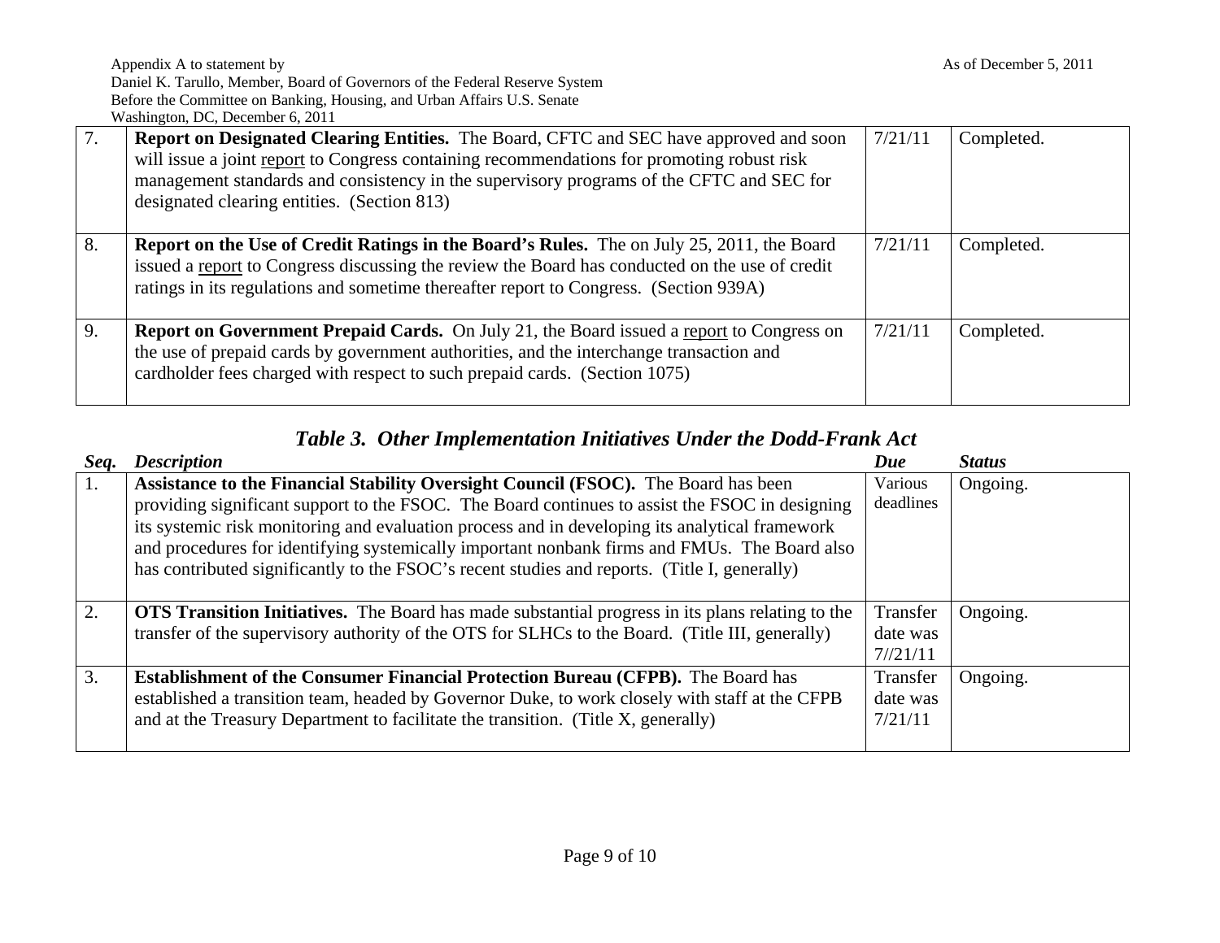| | | | |
|---|---|---|---|
| 7. | **Report on Designated Clearing Entities.** The Board, CFTC and SEC have approved and soon will issue a joint report to Congress containing recommendations for promoting robust risk management standards and consistency in the supervisory programs of the CFTC and SEC for designated clearing entities. (Section 813) | 7/21/11 | Completed. |
| 8. | **Report on the Use of Credit Ratings in the Board's Rules.** The on July 25, 2011, the Board issued a report to Congress discussing the review the Board has conducted on the use of credit ratings in its regulations and sometime thereafter report to Congress. (Section 939A) | 7/21/11 | Completed. |
| 9. | **Report on Government Prepaid Cards.** On July 21, the Board issued a report to Congress on the use of prepaid cards by government authorities, and the interchange transaction and cardholder fees charged with respect to such prepaid cards. (Section 1075) | 7/21/11 | Completed. |

## *Table 3. Other Implementation Initiatives Under the Dodd-Frank Act*

| *Seq.* | *Description* | *Due* | *Status* |
|---|---|---|---|
| 1. | **Assistance to the Financial Stability Oversight Council (FSOC).** The Board has been providing significant support to the FSOC. The Board continues to assist the FSOC in designing its systemic risk monitoring and evaluation process and in developing its analytical framework and procedures for identifying systemically important nonbank firms and FMUs. The Board also has contributed significantly to the FSOC's recent studies and reports. (Title I, generally) | Various deadlines | Ongoing. |
| 2. | **OTS Transition Initiatives.** The Board has made substantial progress in its plans relating to the transfer of the supervisory authority of the OTS for SLHCs to the Board. (Title III, generally) | Transfer date was 7//21/11 | Ongoing. |
| 3. | **Establishment of the Consumer Financial Protection Bureau (CFPB).** The Board has established a transition team, headed by Governor Duke, to work closely with staff at the CFPB and at the Treasury Department to facilitate the transition. (Title X, generally) | Transfer date was 7/21/11 | Ongoing. |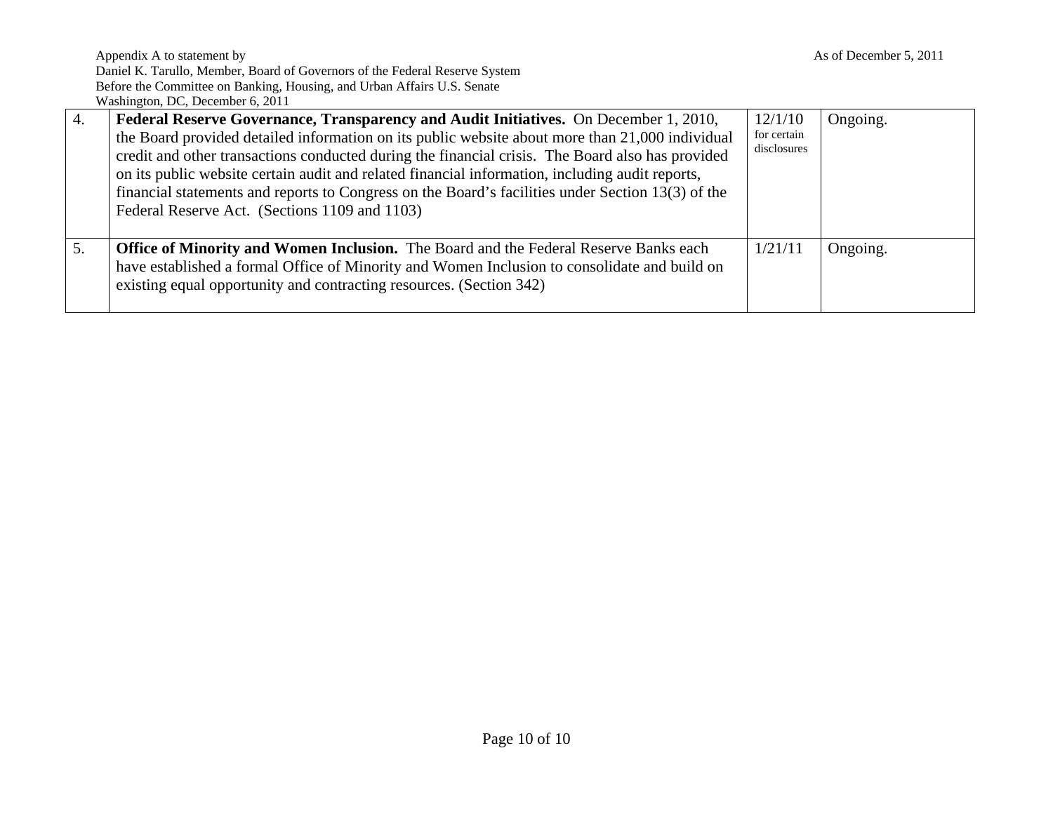| | | | |
|---|---|---|---|
| 4. | **Federal Reserve Governance, Transparency and Audit Initiatives.** On December 1, 2010, the Board provided detailed information on its public website about more than 21,000 individual credit and other transactions conducted during the financial crisis. The Board also has provided on its public website certain audit and related financial information, including audit reports, financial statements and reports to Congress on the Board's facilities under Section 13(3) of the Federal Reserve Act. (Sections 1109 and 1103) | 12/1/10 for certain disclosures | Ongoing. |
| 5. | **Office of Minority and Women Inclusion.** The Board and the Federal Reserve Banks each have established a formal Office of Minority and Women Inclusion to consolidate and build on existing equal opportunity and contracting resources. (Section 342) | 1/21/11 | Ongoing. |